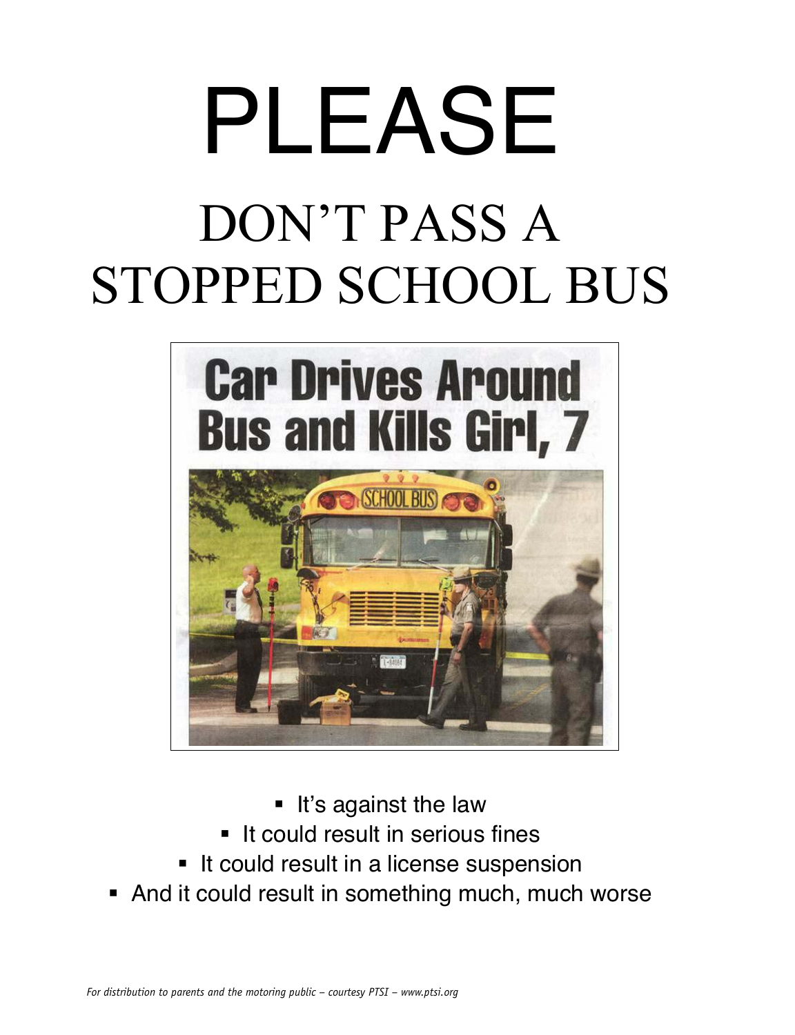# PLEASE

## DON'T PASS A STOPPED SCHOOL BUS

**Car Drives Around Bus and Kills Girl, 7**

- It's against the law
- It could result in serious fines
- It could result in a license suspension
- And it could result in something much, much worse

*For distribution to parents and the motoring public – courtesy PTSI – www.ptsi.org*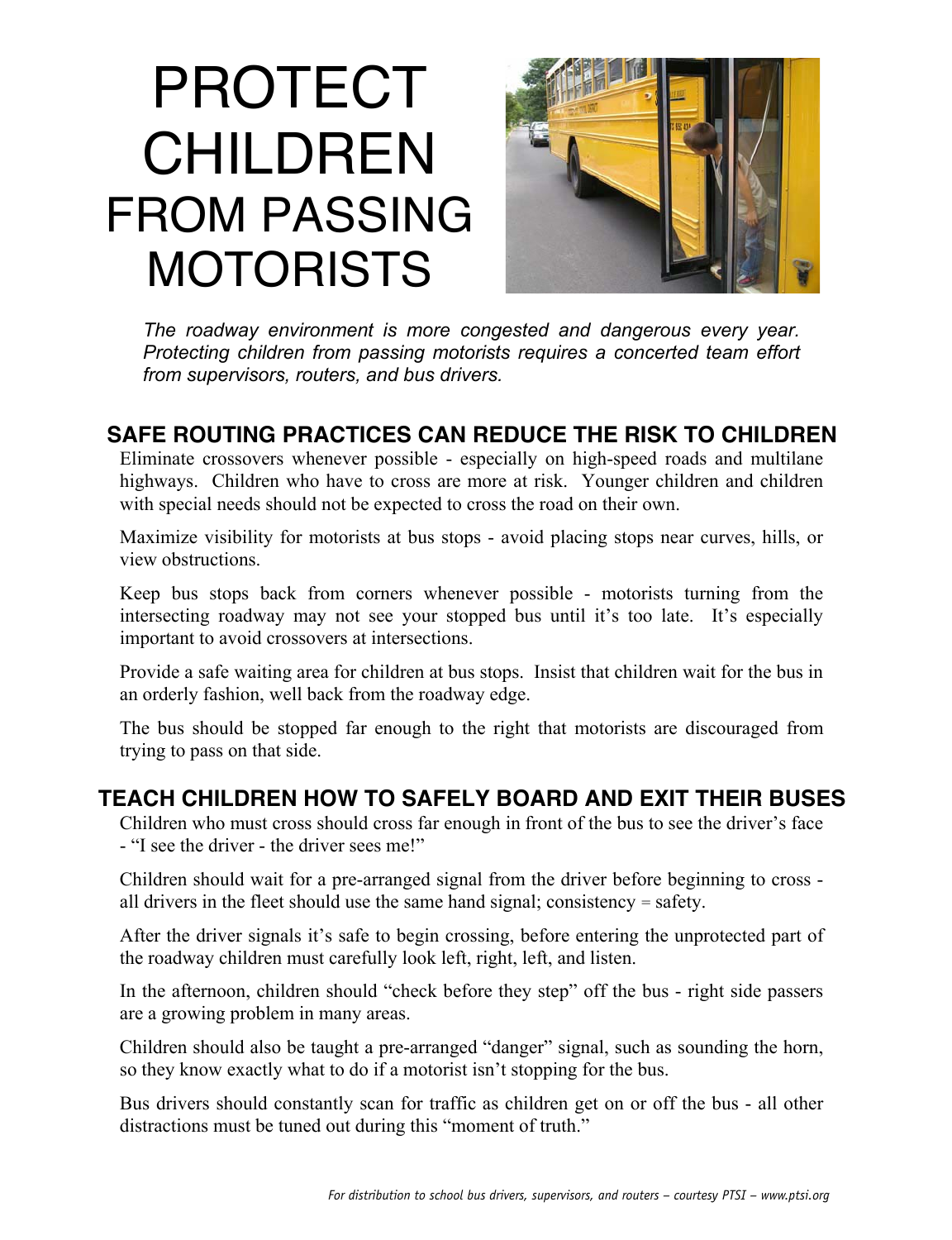# PROTECT CHILDREN FROM PASSING MOTORISTS

*The roadway environment is more congested and dangerous every year. Protecting children from passing motorists requires a concerted team effort from supervisors, routers, and bus drivers.*

## SAFE ROUTING PRACTICES CAN REDUCE THE RISK TO CHILDREN

Eliminate crossovers whenever possible - especially on high-speed roads and multilane highways. Children who have to cross are more at risk. Younger children and children with special needs should not be expected to cross the road on their own.

Maximize visibility for motorists at bus stops - avoid placing stops near curves, hills, or view obstructions.

Keep bus stops back from corners whenever possible - motorists turning from the intersecting roadway may not see your stopped bus until it's too late. It's especially important to avoid crossovers at intersections.

Provide a safe waiting area for children at bus stops. Insist that children wait for the bus in an orderly fashion, well back from the roadway edge.

The bus should be stopped far enough to the right that motorists are discouraged from trying to pass on that side.

## TEACH CHILDREN HOW TO SAFELY BOARD AND EXIT THEIR BUSES

Children who must cross should cross far enough in front of the bus to see the driver's face - "I see the driver - the driver sees me!"

Children should wait for a pre-arranged signal from the driver before beginning to cross - all drivers in the fleet should use the same hand signal; consistency = safety.

After the driver signals it's safe to begin crossing, before entering the unprotected part of the roadway children must carefully look left, right, left, and listen.

In the afternoon, children should "check before they step" off the bus - right side passers are a growing problem in many areas.

Children should also be taught a pre-arranged "danger" signal, such as sounding the horn, so they know exactly what to do if a motorist isn't stopping for the bus.

Bus drivers should constantly scan for traffic as children get on or off the bus - all other distractions must be tuned out during this "moment of truth."

*For distribution to school bus drivers, supervisors, and routers – courtesy PTSI – www.ptsi.org*